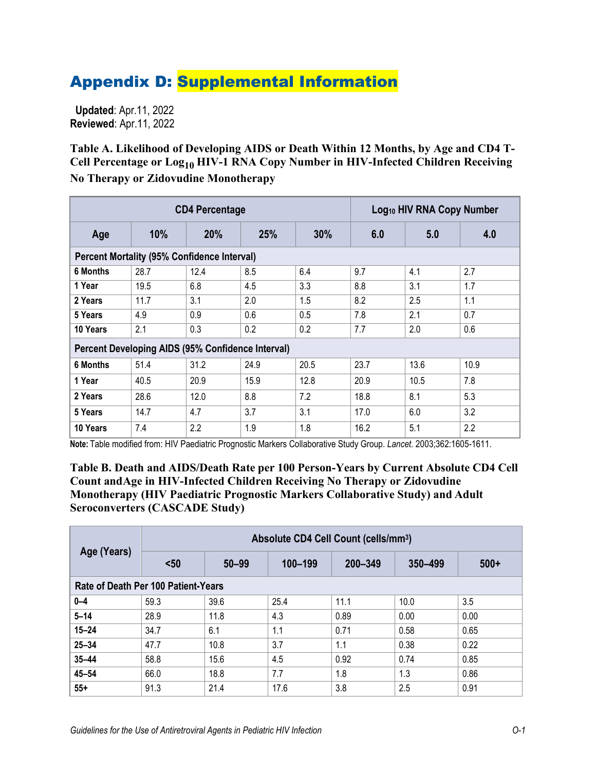# Appendix D: Supplemental Information

**Updated**: Apr.11, 2022
**Reviewed**: Apr.11, 2022

**Table A. Likelihood of Developing AIDS or Death Within 12 Months, by Age and CD4 T-Cell Percentage or $Log_{10}$ HIV-1 RNA Copy Number in HIV-Infected Children Receiving No Therapy or Zidovudine Monotherapy**

| | CD4 Percentage | | | | $Log_{10}$ HIV RNA Copy Number | | |
|---|---|---|---|---|---|---|---|
| **Age** | **10%** | **20%** | **25%** | **30%** | **6.0** | **5.0** | **4.0** |
| **Percent Mortality (95% Confidence Interval)** | | | | | | | |
| **6 Months** | 28.7 | 12.4 | 8.5 | 6.4 | 9.7 | 4.1 | 2.7 |
| **1 Year** | 19.5 | 6.8 | 4.5 | 3.3 | 8.8 | 3.1 | 1.7 |
| **2 Years** | 11.7 | 3.1 | 2.0 | 1.5 | 8.2 | 2.5 | 1.1 |
| **5 Years** | 4.9 | 0.9 | 0.6 | 0.5 | 7.8 | 2.1 | 0.7 |
| **10 Years** | 2.1 | 0.3 | 0.2 | 0.2 | 7.7 | 2.0 | 0.6 |
| **Percent Developing AIDS (95% Confidence Interval)** | | | | | | | |
| **6 Months** | 51.4 | 31.2 | 24.9 | 20.5 | 23.7 | 13.6 | 10.9 |
| **1 Year** | 40.5 | 20.9 | 15.9 | 12.8 | 20.9 | 10.5 | 7.8 |
| **2 Years** | 28.6 | 12.0 | 8.8 | 7.2 | 18.8 | 8.1 | 5.3 |
| **5 Years** | 14.7 | 4.7 | 3.7 | 3.1 | 17.0 | 6.0 | 3.2 |
| **10 Years** | 7.4 | 2.2 | 1.9 | 1.8 | 16.2 | 5.1 | 2.2 |

**Note:** Table modified from: HIV Paediatric Prognostic Markers Collaborative Study Group. *Lancet*. 2003;362:1605-1611.

**Table B. Death and AIDS/Death Rate per 100 Person-Years by Current Absolute CD4 Cell Count andAge in HIV-Infected Children Receiving No Therapy or Zidovudine Monotherapy (HIV Paediatric Prognostic Markers Collaborative Study) and Adult Seroconverters (CASCADE Study)**

| Age (Years) | Absolute CD4 Cell Count (cells/mm³) | | | | | |
|---|---|---|---|---|---|---|
| | **<50** | **50–99** | **100–199** | **200–349** | **350–499** | **500+** |
| **Rate of Death Per 100 Patient-Years** | | | | | | |
| **0–4** | 59.3 | 39.6 | 25.4 | 11.1 | 10.0 | 3.5 |
| **5–14** | 28.9 | 11.8 | 4.3 | 0.89 | 0.00 | 0.00 |
| **15–24** | 34.7 | 6.1 | 1.1 | 0.71 | 0.58 | 0.65 |
| **25–34** | 47.7 | 10.8 | 3.7 | 1.1 | 0.38 | 0.22 |
| **35–44** | 58.8 | 15.6 | 4.5 | 0.92 | 0.74 | 0.85 |
| **45–54** | 66.0 | 18.8 | 7.7 | 1.8 | 1.3 | 0.86 |
| **55+** | 91.3 | 21.4 | 17.6 | 3.8 | 2.5 | 0.91 |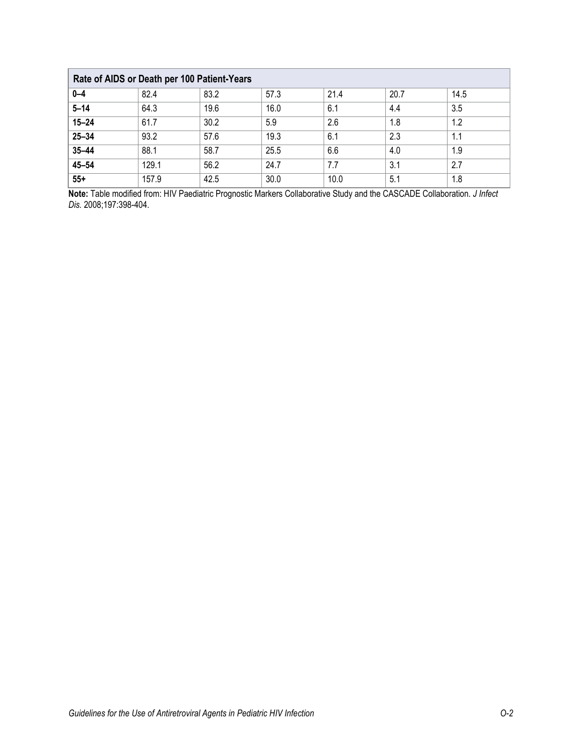| Rate of AIDS or Death per 100 Patient-Years | | | | | | |
|---|---|---|---|---|---|---|
| **0–4** | 82.4 | 83.2 | 57.3 | 21.4 | 20.7 | 14.5 |
| **5–14** | 64.3 | 19.6 | 16.0 | 6.1 | 4.4 | 3.5 |
| **15–24** | 61.7 | 30.2 | 5.9 | 2.6 | 1.8 | 1.2 |
| **25–34** | 93.2 | 57.6 | 19.3 | 6.1 | 2.3 | 1.1 |
| **35–44** | 88.1 | 58.7 | 25.5 | 6.6 | 4.0 | 1.9 |
| **45–54** | 129.1 | 56.2 | 24.7 | 7.7 | 3.1 | 2.7 |
| **55+** | 157.9 | 42.5 | 30.0 | 10.0 | 5.1 | 1.8 |

**Note:** Table modified from: HIV Paediatric Prognostic Markers Collaborative Study and the CASCADE Collaboration. *J Infect Dis.* 2008;197:398-404.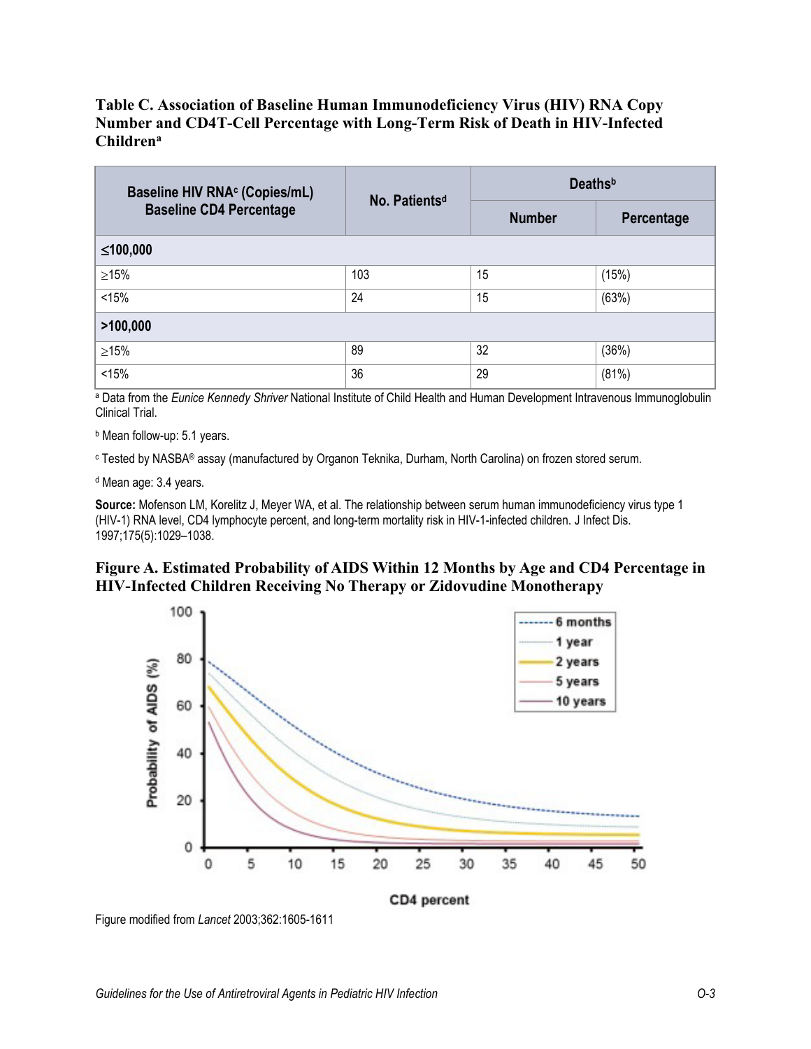### Table C. Association of Baseline Human Immunodeficiency Virus (HIV) RNA Copy Number and CD4T-Cell Percentage with Long-Term Risk of Death in HIV-Infected Children[a]

| Baseline HIV RNA[c] (Copies/mL) Baseline CD4 Percentage | No. Patients[d] | Deaths[b] | |
|---|---|---|---|
| | | Number | Percentage |
| **≤100,000** | | | |
| ≥15% | 103 | 15 | (15%) |
| <15% | 24 | 15 | (63%) |
| **>100,000** | | | |
| ≥15% | 89 | 32 | (36%) |
| <15% | 36 | 29 | (81%) |

[a] Data from the *Eunice Kennedy Shriver* National Institute of Child Health and Human Development Intravenous Immunoglobulin Clinical Trial.

[b] Mean follow-up: 5.1 years.

[c] Tested by NASBA® assay (manufactured by Organon Teknika, Durham, North Carolina) on frozen stored serum.

[d] Mean age: 3.4 years.

**Source:** Mofenson LM, Korelitz J, Meyer WA, et al. The relationship between serum human immunodeficiency virus type 1 (HIV-1) RNA level, CD4 lymphocyte percent, and long-term mortality risk in HIV-1-infected children. J Infect Dis. 1997;175(5):1029–1038.

### Figure A. Estimated Probability of AIDS Within 12 Months by Age and CD4 Percentage in HIV-Infected Children Receiving No Therapy or Zidovudine Monotherapy

Figure modified from *Lancet* 2003;362:1605-1611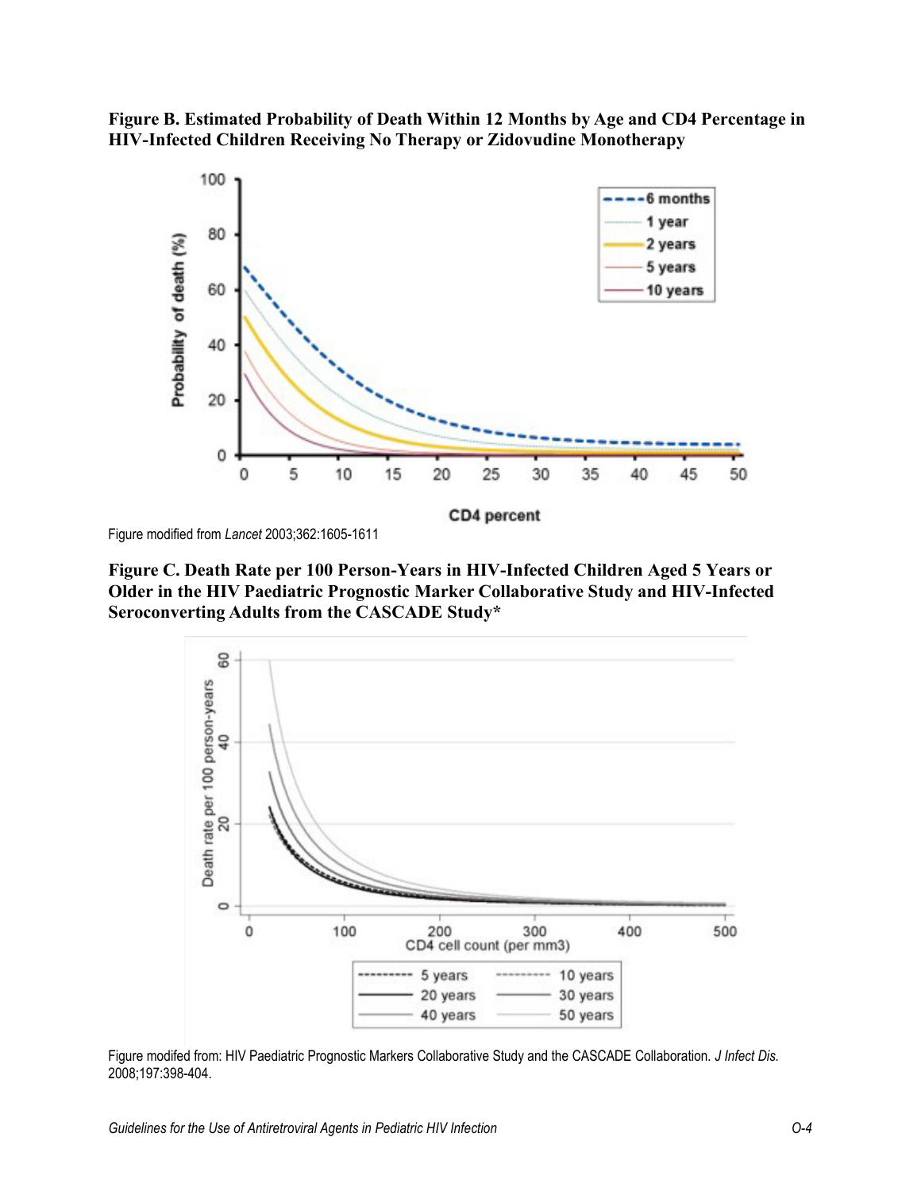**Figure B. Estimated Probability of Death Within 12 Months by Age and CD4 Percentage in HIV-Infected Children Receiving No Therapy or Zidovudine Monotherapy**

Figure modified from *Lancet* 2003;362:1605-1611

**Figure C. Death Rate per 100 Person-Years in HIV-Infected Children Aged 5 Years or Older in the HIV Paediatric Prognostic Marker Collaborative Study and HIV-Infected Seroconverting Adults from the CASCADE Study***

Figure modifed from: HIV Paediatric Prognostic Markers Collaborative Study and the CASCADE Collaboration. *J Infect Dis.* 2008;197:398-404.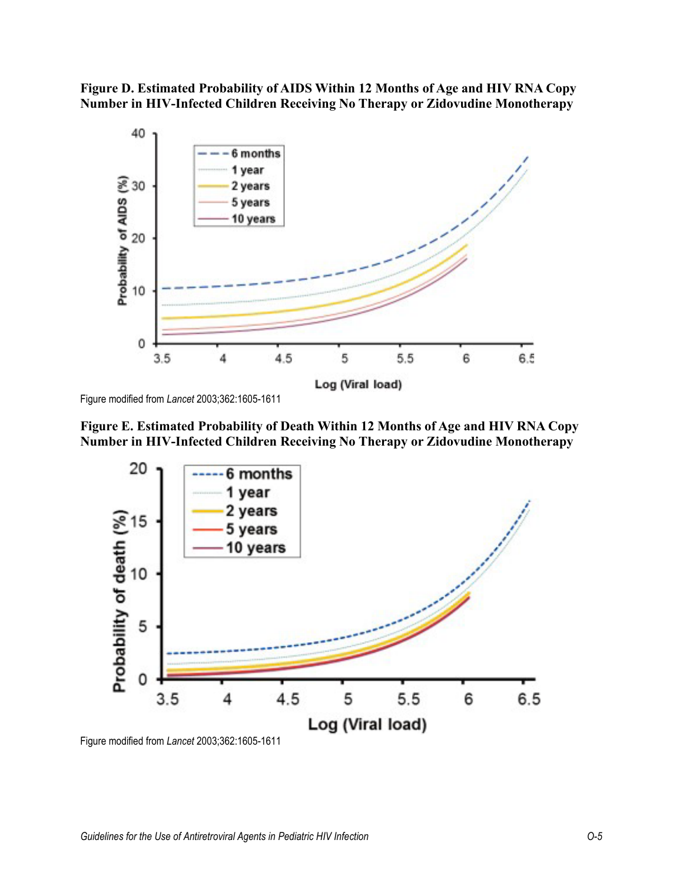**Figure D. Estimated Probability of AIDS Within 12 Months of Age and HIV RNA Copy Number in HIV-Infected Children Receiving No Therapy or Zidovudine Monotherapy**

Probability of AIDS (%)

40
30
20
10
0

6 months
1 year
2 years
5 years
10 years

3.5
4
4.5
5
5.5
6
6.5

Log (Viral load)

Figure modified from *Lancet* 2003;362:1605-1611

**Figure E. Estimated Probability of Death Within 12 Months of Age and HIV RNA Copy Number in HIV-Infected Children Receiving No Therapy or Zidovudine Monotherapy**

Probability of death (%)

20
15
10
5
0

6 months
1 year
2 years
5 years
10 years

3.5
4
4.5
5
5.5
6
6.5

Log (Viral load)

Figure modified from *Lancet* 2003;362:1605-1611